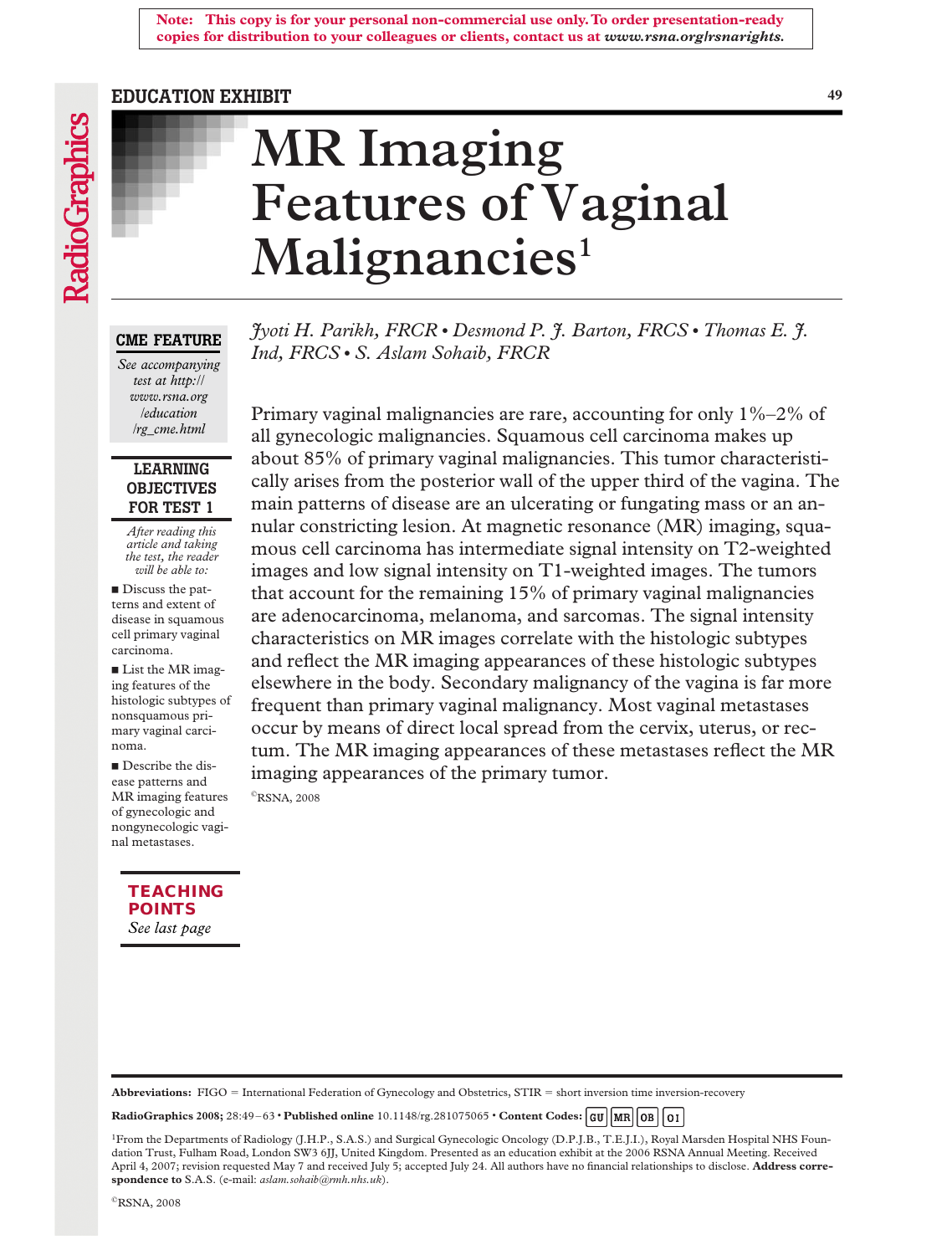**Note: This copy is for your personal non-commercial use only. To order presentation-ready copies for distribution to your colleagues or clients, contact us at *www.rsna.org/rsnarights*.**

EDUCATION EXHIBIT

# MR Imaging Features of Vaginal Malignancies[1]

*Jyoti H. Parikh, FRCR • Desmond P. J. Barton, FRCS • Thomas E. J. Ind, FRCS • S. Aslam Sohaib, FRCR*

**CME FEATURE**

*See accompanying test at http://www.rsna.org/education/rg_cme.html*

**LEARNING OBJECTIVES FOR TEST 1**

*After reading this article and taking the test, the reader will be able to:*

- Discuss the patterns and extent of disease in squamous cell primary vaginal carcinoma.
- List the MR imaging features of the histologic subtypes of nonsquamous primary vaginal carcinoma.
- Describe the disease patterns and MR imaging features of gynecologic and nongynecologic vaginal metastases.

**TEACHING POINTS**

*See last page*

Primary vaginal malignancies are rare, accounting for only 1%–2% of all gynecologic malignancies. Squamous cell carcinoma makes up about 85% of primary vaginal malignancies. This tumor characteristically arises from the posterior wall of the upper third of the vagina. The main patterns of disease are an ulcerating or fungating mass or an annular constricting lesion. At magnetic resonance (MR) imaging, squamous cell carcinoma has intermediate signal intensity on T2-weighted images and low signal intensity on T1-weighted images. The tumors that account for the remaining 15% of primary vaginal malignancies are adenocarcinoma, melanoma, and sarcomas. The signal intensity characteristics on MR images correlate with the histologic subtypes and reflect the MR imaging appearances of these histologic subtypes elsewhere in the body. Secondary malignancy of the vagina is far more frequent than primary vaginal malignancy. Most vaginal metastases occur by means of direct local spread from the cervix, uterus, or rectum. The MR imaging appearances of these metastases reflect the MR imaging appearances of the primary tumor.

©RSNA, 2008

**Abbreviations:** FIGO = International Federation of Gynecology and Obstetrics, STIR = short inversion time inversion-recovery

**RadioGraphics 2008;** 28:49–63 • **Published online** 10.1148/rg.281075065 • **Content Codes:** GU MR OB OI

[1]From the Departments of Radiology (J.H.P., S.A.S.) and Surgical Gynecologic Oncology (D.P.J.B., T.E.J.I.), Royal Marsden Hospital NHS Foundation Trust, Fulham Road, London SW3 6JJ, United Kingdom. Presented as an education exhibit at the 2006 RSNA Annual Meeting. Received April 4, 2007; revision requested May 7 and received July 5; accepted July 24. All authors have no financial relationships to disclose. **Address correspondence to** S.A.S. (e-mail: *aslam.sohaib@rmh.nhs.uk*).

©RSNA, 2008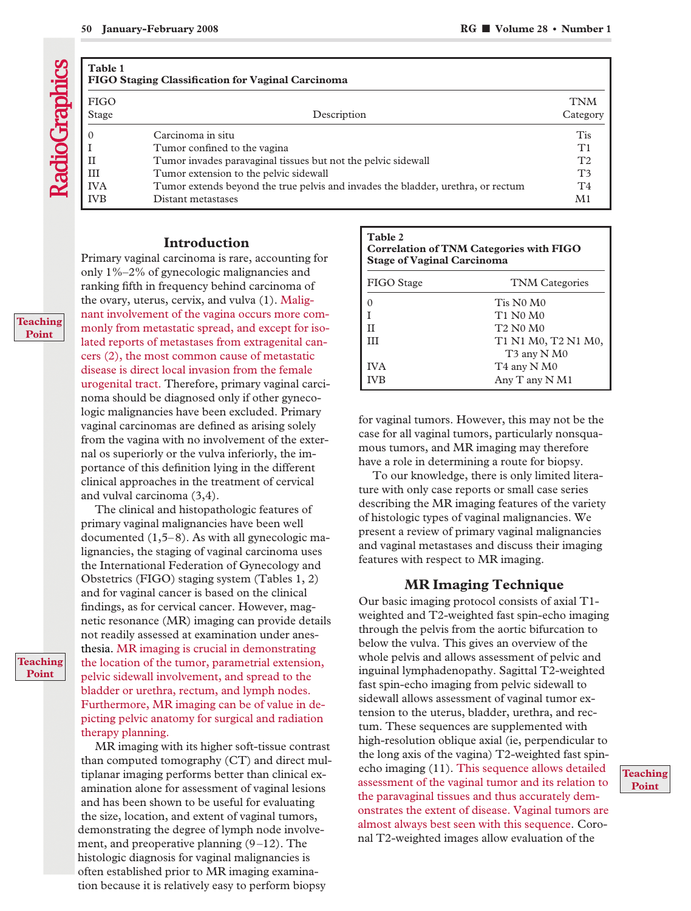**Table 1**
**FIGO Staging Classification for Vaginal Carcinoma**

| FIGO Stage | Description | TNM Category |
|---|---|---|
| 0 | Carcinoma in situ | Tis |
| I | Tumor confined to the vagina | T1 |
| II | Tumor invades paravaginal tissues but not the pelvic sidewall | T2 |
| III | Tumor extension to the pelvic sidewall | T3 |
| IVA | Tumor extends beyond the true pelvis and invades the bladder, urethra, or rectum | T4 |
| IVB | Distant metastases | M1 |

## Introduction

Primary vaginal carcinoma is rare, accounting for only 1%–2% of gynecologic malignancies and ranking fifth in frequency behind carcinoma of the ovary, uterus, cervix, and vulva (1). Malignant involvement of the vagina occurs more commonly from metastatic spread, and except for isolated reports of metastases from extragenital cancers (2), the most common cause of metastatic disease is direct local invasion from the female urogenital tract. Therefore, primary vaginal carcinoma should be diagnosed only if other gynecologic malignancies have been excluded. Primary vaginal carcinomas are defined as arising solely from the vagina with no involvement of the external os superiorly or the vulva inferiorly, the importance of this definition lying in the different clinical approaches in the treatment of cervical and vulval carcinoma (3,4).

The clinical and histopathologic features of primary vaginal malignancies have been well documented (1,5–8). As with all gynecologic malignancies, the staging of vaginal carcinoma uses the International Federation of Gynecology and Obstetrics (FIGO) staging system (Tables 1, 2) and for vaginal cancer is based on the clinical findings, as for cervical cancer. However, magnetic resonance (MR) imaging can provide details not readily assessed at examination under anesthesia. MR imaging is crucial in demonstrating the location of the tumor, parametrial extension, pelvic sidewall involvement, and spread to the bladder or urethra, rectum, and lymph nodes. Furthermore, MR imaging can be of value in depicting pelvic anatomy for surgical and radiation therapy planning.

MR imaging with its higher soft-tissue contrast than computed tomography (CT) and direct multiplanar imaging performs better than clinical examination alone for assessment of vaginal lesions and has been shown to be useful for evaluating the size, location, and extent of vaginal tumors, demonstrating the degree of lymph node involvement, and preoperative planning (9–12). The histologic diagnosis for vaginal malignancies is often established prior to MR imaging examination because it is relatively easy to perform biopsy for vaginal tumors. However, this may not be the case for all vaginal tumors, particularly nonsquamous tumors, and MR imaging may therefore have a role in determining a route for biopsy.

**Table 2**
**Correlation of TNM Categories with FIGO Stage of Vaginal Carcinoma**

| FIGO Stage | TNM Categories |
|---|---|
| 0 | Tis N0 M0 |
| I | T1 N0 M0 |
| II | T2 N0 M0 |
| III | T1 N1 M0, T2 N1 M0, T3 any N M0 |
| IVA | T4 any N M0 |
| IVB | Any T any N M1 |

To our knowledge, there is only limited literature with only case reports or small case series describing the MR imaging features of the variety of histologic types of vaginal malignancies. We present a review of primary vaginal malignancies and vaginal metastases and discuss their imaging features with respect to MR imaging.

## MR Imaging Technique

Our basic imaging protocol consists of axial T1-weighted and T2-weighted fast spin-echo imaging through the pelvis from the aortic bifurcation to below the vulva. This gives an overview of the whole pelvis and allows assessment of pelvic and inguinal lymphadenopathy. Sagittal T2-weighted fast spin-echo imaging from pelvic sidewall to sidewall allows assessment of vaginal tumor extension to the uterus, bladder, urethra, and rectum. These sequences are supplemented with high-resolution oblique axial (ie, perpendicular to the long axis of the vagina) T2-weighted fast spin-echo imaging (11). This sequence allows detailed assessment of the vaginal tumor and its relation to the paravaginal tissues and thus accurately demonstrates the extent of disease. Vaginal tumors are almost always best seen with this sequence. Coronal T2-weighted images allow evaluation of the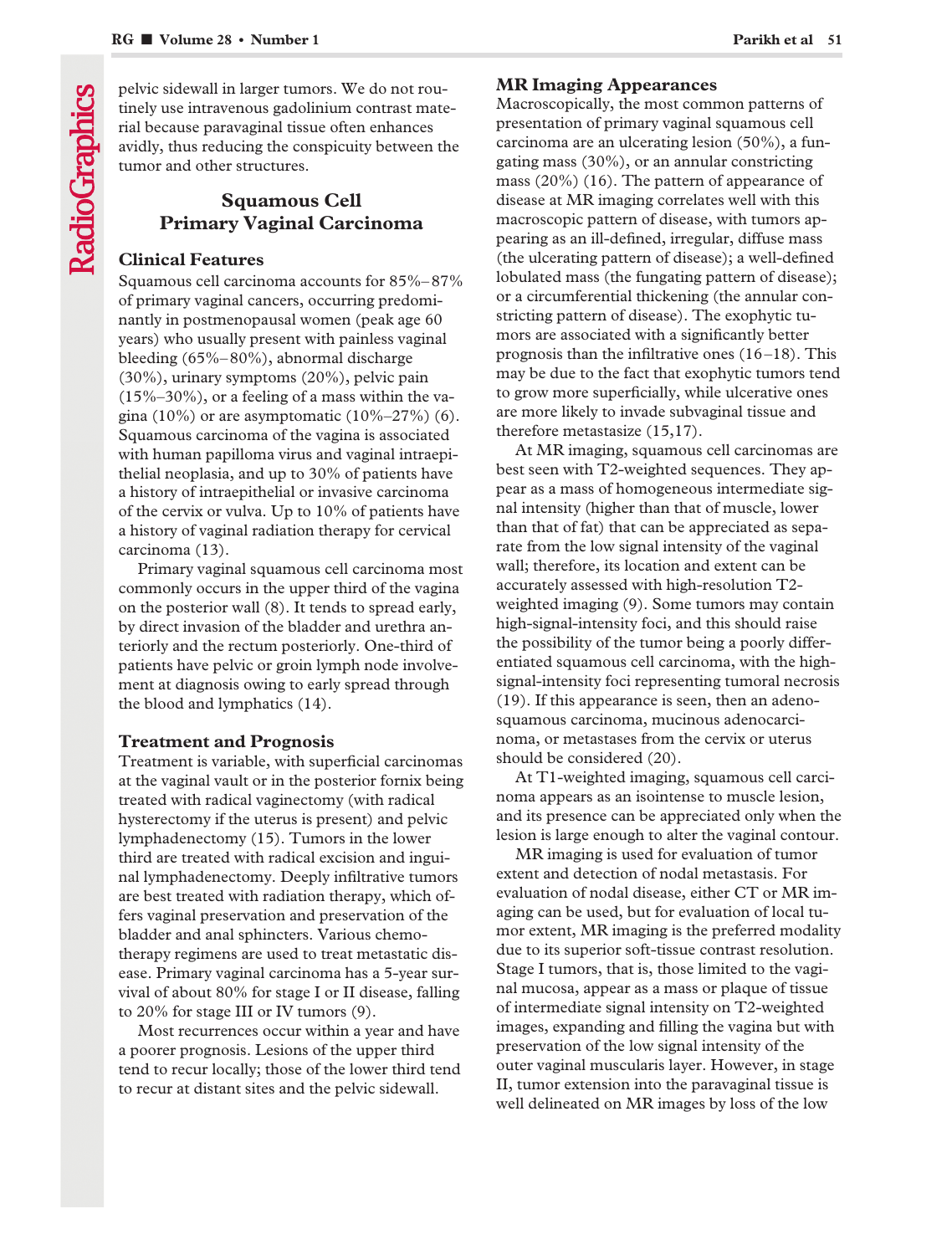pelvic sidewall in larger tumors. We do not routinely use intravenous gadolinium contrast material because paravaginal tissue often enhances avidly, thus reducing the conspicuity between the tumor and other structures.

## Squamous Cell Primary Vaginal Carcinoma

### Clinical Features

Squamous cell carcinoma accounts for 85%–87% of primary vaginal cancers, occurring predominantly in postmenopausal women (peak age 60 years) who usually present with painless vaginal bleeding (65%–80%), abnormal discharge (30%), urinary symptoms (20%), pelvic pain (15%–30%), or a feeling of a mass within the vagina (10%) or are asymptomatic (10%–27%) (6). Squamous carcinoma of the vagina is associated with human papilloma virus and vaginal intraepithelial neoplasia, and up to 30% of patients have a history of intraepithelial or invasive carcinoma of the cervix or vulva. Up to 10% of patients have a history of vaginal radiation therapy for cervical carcinoma (13).

Primary vaginal squamous cell carcinoma most commonly occurs in the upper third of the vagina on the posterior wall (8). It tends to spread early, by direct invasion of the bladder and urethra anteriorly and the rectum posteriorly. One-third of patients have pelvic or groin lymph node involvement at diagnosis owing to early spread through the blood and lymphatics (14).

### Treatment and Prognosis

Treatment is variable, with superficial carcinomas at the vaginal vault or in the posterior fornix being treated with radical vaginectomy (with radical hysterectomy if the uterus is present) and pelvic lymphadenectomy (15). Tumors in the lower third are treated with radical excision and inguinal lymphadenectomy. Deeply infiltrative tumors are best treated with radiation therapy, which offers vaginal preservation and preservation of the bladder and anal sphincters. Various chemotherapy regimens are used to treat metastatic disease. Primary vaginal carcinoma has a 5-year survival of about 80% for stage I or II disease, falling to 20% for stage III or IV tumors (9).

Most recurrences occur within a year and have a poorer prognosis. Lesions of the upper third tend to recur locally; those of the lower third tend to recur at distant sites and the pelvic sidewall.

### MR Imaging Appearances

Macroscopically, the most common patterns of presentation of primary vaginal squamous cell carcinoma are an ulcerating lesion (50%), a fungating mass (30%), or an annular constricting mass (20%) (16). The pattern of appearance of disease at MR imaging correlates well with this macroscopic pattern of disease, with tumors appearing as an ill-defined, irregular, diffuse mass (the ulcerating pattern of disease); a well-defined lobulated mass (the fungating pattern of disease); or a circumferential thickening (the annular constricting pattern of disease). The exophytic tumors are associated with a significantly better prognosis than the infiltrative ones (16–18). This may be due to the fact that exophytic tumors tend to grow more superficially, while ulcerative ones are more likely to invade subvaginal tissue and therefore metastasize (15,17).

At MR imaging, squamous cell carcinomas are best seen with T2-weighted sequences. They appear as a mass of homogeneous intermediate signal intensity (higher than that of muscle, lower than that of fat) that can be appreciated as separate from the low signal intensity of the vaginal wall; therefore, its location and extent can be accurately assessed with high-resolution T2-weighted imaging (9). Some tumors may contain high-signal-intensity foci, and this should raise the possibility of the tumor being a poorly differentiated squamous cell carcinoma, with the high-signal-intensity foci representing tumoral necrosis (19). If this appearance is seen, then an adenosquamous carcinoma, mucinous adenocarcinoma, or metastases from the cervix or uterus should be considered (20).

At T1-weighted imaging, squamous cell carcinoma appears as an isointense to muscle lesion, and its presence can be appreciated only when the lesion is large enough to alter the vaginal contour.

MR imaging is used for evaluation of tumor extent and detection of nodal metastasis. For evaluation of nodal disease, either CT or MR imaging can be used, but for evaluation of local tumor extent, MR imaging is the preferred modality due to its superior soft-tissue contrast resolution. Stage I tumors, that is, those limited to the vaginal mucosa, appear as a mass or plaque of tissue of intermediate signal intensity on T2-weighted images, expanding and filling the vagina but with preservation of the low signal intensity of the outer vaginal muscularis layer. However, in stage II, tumor extension into the paravaginal tissue is well delineated on MR images by loss of the low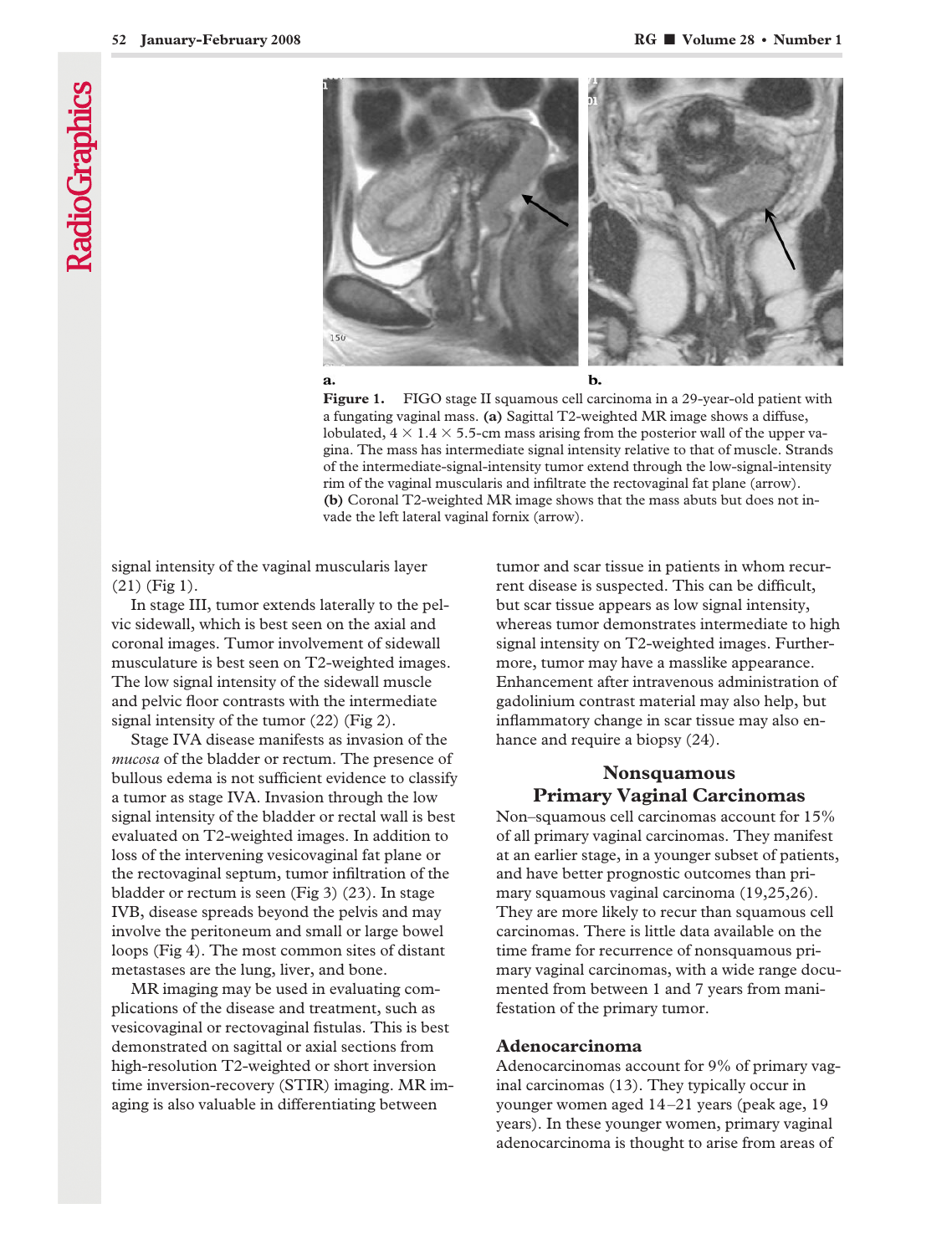**Figure 1.** FIGO stage II squamous cell carcinoma in a 29-year-old patient with a fungating vaginal mass. **(a)** Sagittal T2-weighted MR image shows a diffuse, lobulated, 4 × 1.4 × 5.5-cm mass arising from the posterior wall of the upper vagina. The mass has intermediate signal intensity relative to that of muscle. Strands of the intermediate-signal-intensity tumor extend through the low-signal-intensity rim of the vaginal muscularis and infiltrate the rectovaginal fat plane (arrow). **(b)** Coronal T2-weighted MR image shows that the mass abuts but does not invade the left lateral vaginal fornix (arrow).

signal intensity of the vaginal muscularis layer (21) (Fig 1).

In stage III, tumor extends laterally to the pelvic sidewall, which is best seen on the axial and coronal images. Tumor involvement of sidewall musculature is best seen on T2-weighted images. The low signal intensity of the sidewall muscle and pelvic floor contrasts with the intermediate signal intensity of the tumor (22) (Fig 2).

Stage IVA disease manifests as invasion of the *mucosa* of the bladder or rectum. The presence of bullous edema is not sufficient evidence to classify a tumor as stage IVA. Invasion through the low signal intensity of the bladder or rectal wall is best evaluated on T2-weighted images. In addition to loss of the intervening vesicovaginal fat plane or the rectovaginal septum, tumor infiltration of the bladder or rectum is seen (Fig 3) (23). In stage IVB, disease spreads beyond the pelvis and may involve the peritoneum and small or large bowel loops (Fig 4). The most common sites of distant metastases are the lung, liver, and bone.

MR imaging may be used in evaluating complications of the disease and treatment, such as vesicovaginal or rectovaginal fistulas. This is best demonstrated on sagittal or axial sections from high-resolution T2-weighted or short inversion time inversion-recovery (STIR) imaging. MR imaging is also valuable in differentiating between tumor and scar tissue in patients in whom recurrent disease is suspected. This can be difficult, but scar tissue appears as low signal intensity, whereas tumor demonstrates intermediate to high signal intensity on T2-weighted images. Furthermore, tumor may have a masslike appearance. Enhancement after intravenous administration of gadolinium contrast material may also help, but inflammatory change in scar tissue may also enhance and require a biopsy (24).

## Nonsquamous Primary Vaginal Carcinomas

Non–squamous cell carcinomas account for 15% of all primary vaginal carcinomas. They manifest at an earlier stage, in a younger subset of patients, and have better prognostic outcomes than primary squamous vaginal carcinoma (19,25,26). They are more likely to recur than squamous cell carcinomas. There is little data available on the time frame for recurrence of nonsquamous primary vaginal carcinomas, with a wide range documented from between 1 and 7 years from manifestation of the primary tumor.

### Adenocarcinoma

Adenocarcinomas account for 9% of primary vaginal carcinomas (13). They typically occur in younger women aged 14–21 years (peak age, 19 years). In these younger women, primary vaginal adenocarcinoma is thought to arise from areas of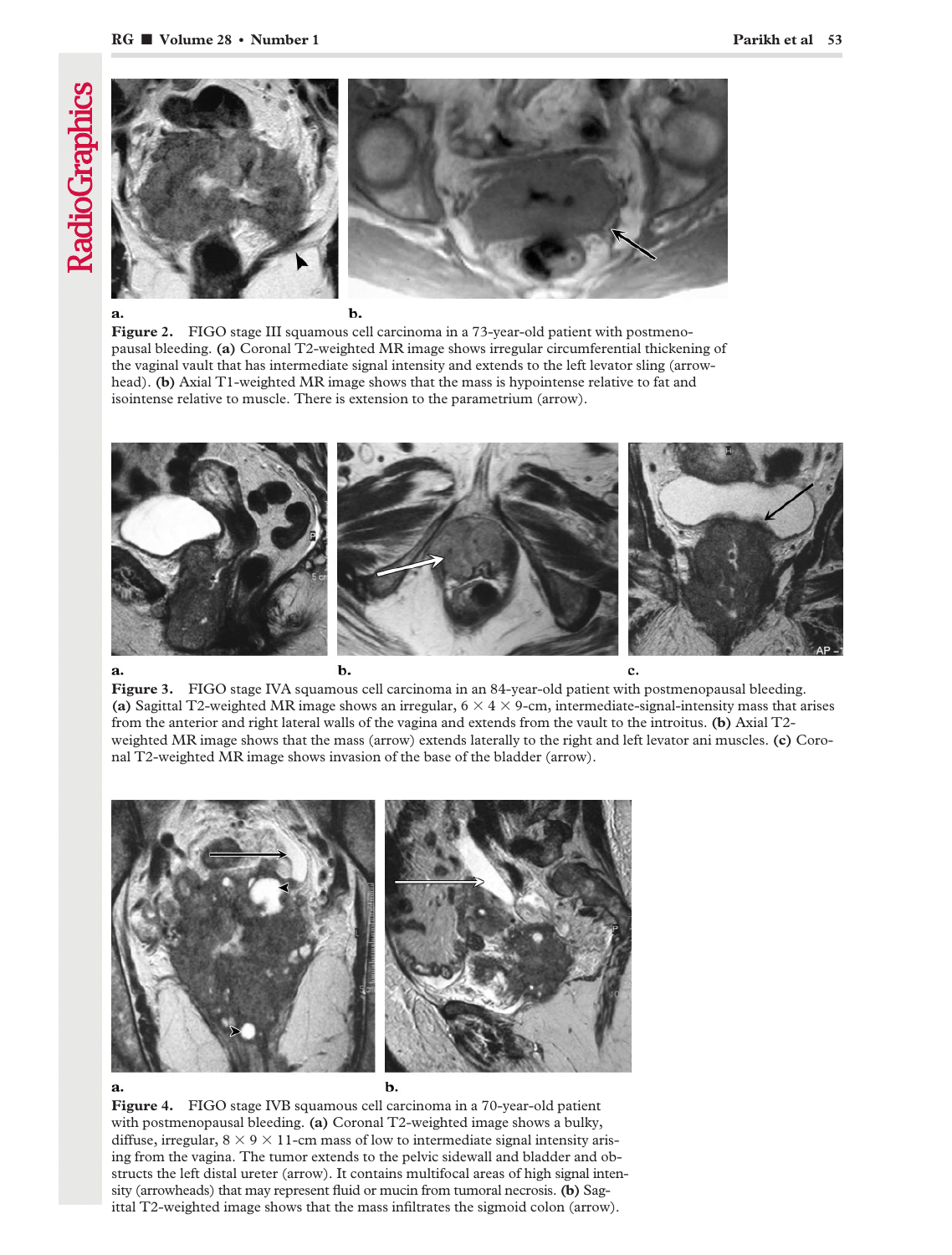**Figure 2.** FIGO stage III squamous cell carcinoma in a 73-year-old patient with postmenopausal bleeding. **(a)** Coronal T2-weighted MR image shows irregular circumferential thickening of the vaginal vault that has intermediate signal intensity and extends to the left levator sling (arrowhead). **(b)** Axial T1-weighted MR image shows that the mass is hypointense relative to fat and isointense relative to muscle. There is extension to the parametrium (arrow).

**Figure 3.** FIGO stage IVA squamous cell carcinoma in an 84-year-old patient with postmenopausal bleeding. **(a)** Sagittal T2-weighted MR image shows an irregular, $6 \times 4 \times 9$-cm, intermediate-signal-intensity mass that arises from the anterior and right lateral walls of the vagina and extends from the vault to the introitus. **(b)** Axial T2-weighted MR image shows that the mass (arrow) extends laterally to the right and left levator ani muscles. **(c)** Coronal T2-weighted MR image shows invasion of the base of the bladder (arrow).

**Figure 4.** FIGO stage IVB squamous cell carcinoma in a 70-year-old patient with postmenopausal bleeding. **(a)** Coronal T2-weighted image shows a bulky, diffuse, irregular, $8 \times 9 \times 11$-cm mass of low to intermediate signal intensity arising from the vagina. The tumor extends to the pelvic sidewall and bladder and obstructs the left distal ureter (arrow). It contains multifocal areas of high signal intensity (arrowheads) that may represent fluid or mucin from tumoral necrosis. **(b)** Sagittal T2-weighted image shows that the mass infiltrates the sigmoid colon (arrow).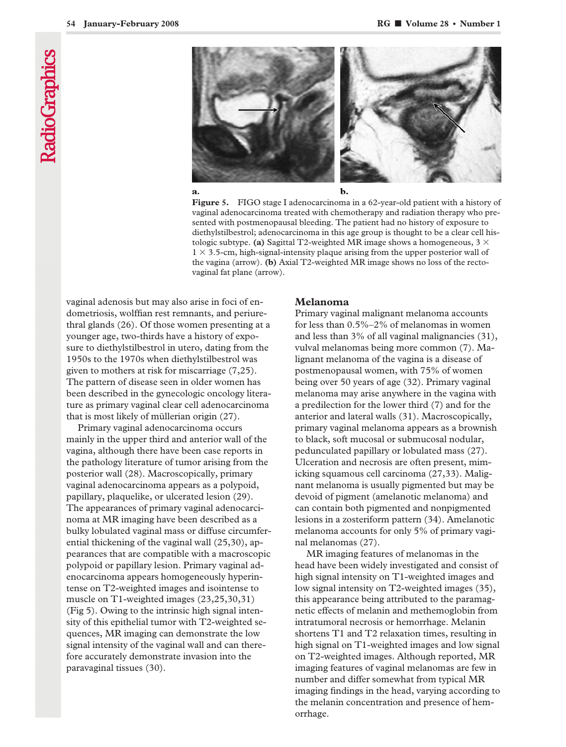**Figure 5.** FIGO stage I adenocarcinoma in a 62-year-old patient with a history of vaginal adenocarcinoma treated with chemotherapy and radiation therapy who presented with postmenopausal bleeding. The patient had no history of exposure to diethylstilbestrol; adenocarcinoma in this age group is thought to be a clear cell histologic subtype. **(a)** Sagittal T2-weighted MR image shows a homogeneous, 3 × 1 × 3.5-cm, high-signal-intensity plaque arising from the upper posterior wall of the vagina (arrow). **(b)** Axial T2-weighted MR image shows no loss of the rectovaginal fat plane (arrow).

vaginal adenosis but may also arise in foci of endometriosis, wolffian rest remnants, and periurethral glands (26). Of those women presenting at a younger age, two-thirds have a history of exposure to diethylstilbestrol in utero, dating from the 1950s to the 1970s when diethylstilbestrol was given to mothers at risk for miscarriage (7,25). The pattern of disease seen in older women has been described in the gynecologic oncology literature as primary vaginal clear cell adenocarcinoma that is most likely of müllerian origin (27).

Primary vaginal adenocarcinoma occurs mainly in the upper third and anterior wall of the vagina, although there have been case reports in the pathology literature of tumor arising from the posterior wall (28). Macroscopically, primary vaginal adenocarcinoma appears as a polypoid, papillary, plaquelike, or ulcerated lesion (29). The appearances of primary vaginal adenocarcinoma at MR imaging have been described as a bulky lobulated vaginal mass or diffuse circumferential thickening of the vaginal wall (25,30), appearances that are compatible with a macroscopic polypoid or papillary lesion. Primary vaginal adenocarcinoma appears homogeneously hyperintense on T2-weighted images and isointense to muscle on T1-weighted images (23,25,30,31) (Fig 5). Owing to the intrinsic high signal intensity of this epithelial tumor with T2-weighted sequences, MR imaging can demonstrate the low signal intensity of the vaginal wall and can therefore accurately demonstrate invasion into the paravaginal tissues (30).

## Melanoma

Primary vaginal malignant melanoma accounts for less than 0.5%–2% of melanomas in women and less than 3% of all vaginal malignancies (31), vulval melanomas being more common (7). Malignant melanoma of the vagina is a disease of postmenopausal women, with 75% of women being over 50 years of age (32). Primary vaginal melanoma may arise anywhere in the vagina with a predilection for the lower third (7) and for the anterior and lateral walls (31). Macroscopically, primary vaginal melanoma appears as a brownish to black, soft mucosal or submucosal nodular, pedunculated papillary or lobulated mass (27). Ulceration and necrosis are often present, mimicking squamous cell carcinoma (27,33). Malignant melanoma is usually pigmented but may be devoid of pigment (amelanotic melanoma) and can contain both pigmented and nonpigmented lesions in a zosteriform pattern (34). Amelanotic melanoma accounts for only 5% of primary vaginal melanomas (27).

MR imaging features of melanomas in the head have been widely investigated and consist of high signal intensity on T1-weighted images and low signal intensity on T2-weighted images (35), this appearance being attributed to the paramagnetic effects of melanin and methemoglobin from intratumoral necrosis or hemorrhage. Melanin shortens T1 and T2 relaxation times, resulting in high signal on T1-weighted images and low signal on T2-weighted images. Although reported, MR imaging features of vaginal melanomas are few in number and differ somewhat from typical MR imaging findings in the head, varying according to the melanin concentration and presence of hemorrhage.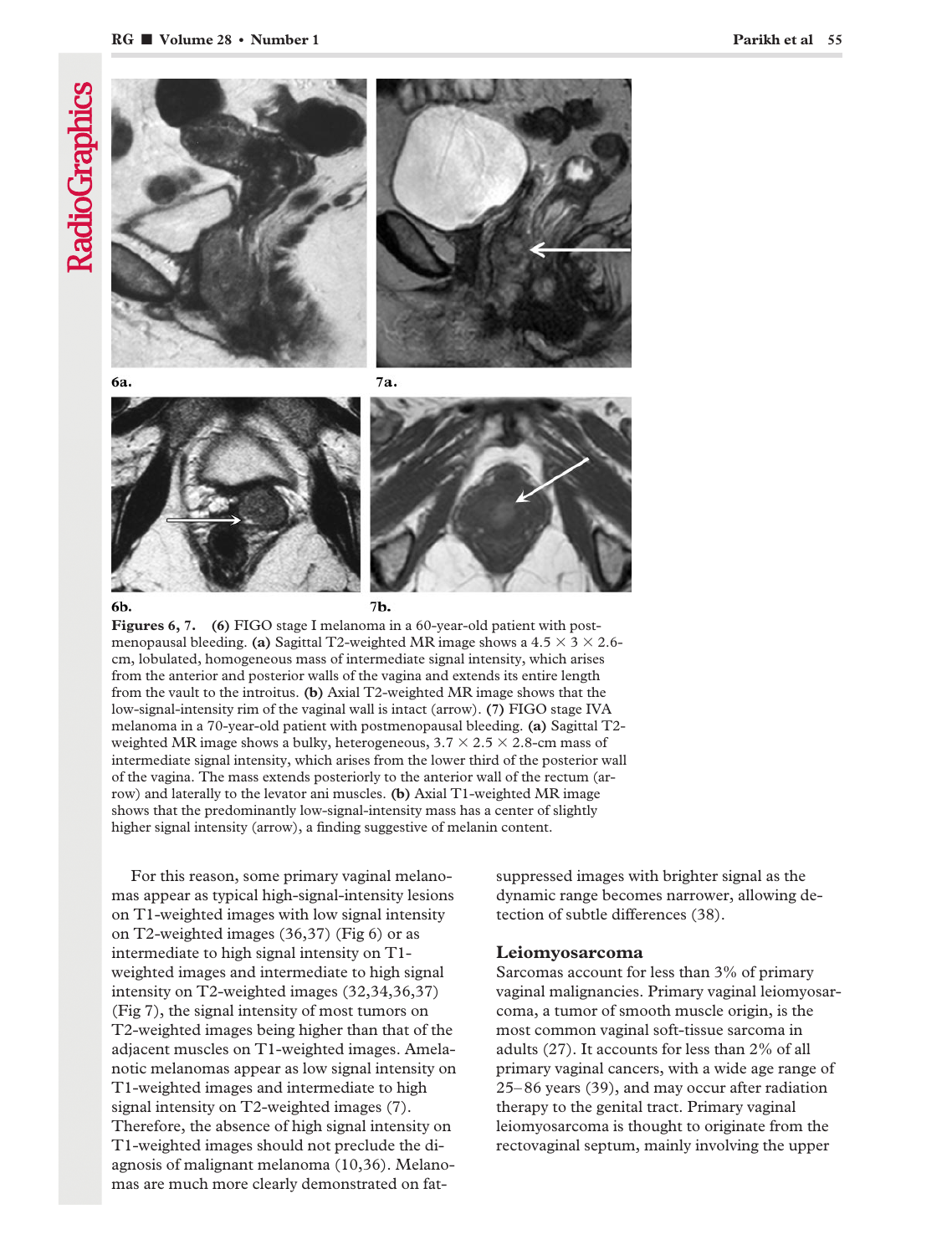6a.

7a.

6b.

7b.

**Figures 6, 7.** **(6)** FIGO stage I melanoma in a 60-year-old patient with postmenopausal bleeding. **(a)** Sagittal T2-weighted MR image shows a 4.5 × 3 × 2.6-cm, lobulated, homogeneous mass of intermediate signal intensity, which arises from the anterior and posterior walls of the vagina and extends its entire length from the vault to the introitus. **(b)** Axial T2-weighted MR image shows that the low-signal-intensity rim of the vaginal wall is intact (arrow). **(7)** FIGO stage IVA melanoma in a 70-year-old patient with postmenopausal bleeding. **(a)** Sagittal T2-weighted MR image shows a bulky, heterogeneous, 3.7 × 2.5 × 2.8-cm mass of intermediate signal intensity, which arises from the lower third of the posterior wall of the vagina. The mass extends posteriorly to the anterior wall of the rectum (arrow) and laterally to the levator ani muscles. **(b)** Axial T1-weighted MR image shows that the predominantly low-signal-intensity mass has a center of slightly higher signal intensity (arrow), a finding suggestive of melanin content.

For this reason, some primary vaginal melanomas appear as typical high-signal-intensity lesions on T1-weighted images with low signal intensity on T2-weighted images (36,37) (Fig 6) or as intermediate to high signal intensity on T1-weighted images and intermediate to high signal intensity on T2-weighted images (32,34,36,37) (Fig 7), the signal intensity of most tumors on T2-weighted images being higher than that of the adjacent muscles on T1-weighted images. Amelanotic melanomas appear as low signal intensity on T1-weighted images and intermediate to high signal intensity on T2-weighted images (7). Therefore, the absence of high signal intensity on T1-weighted images should not preclude the diagnosis of malignant melanoma (10,36). Melanomas are much more clearly demonstrated on fat-suppressed images with brighter signal as the dynamic range becomes narrower, allowing detection of subtle differences (38).

## Leiomyosarcoma

Sarcomas account for less than 3% of primary vaginal malignancies. Primary vaginal leiomyosarcoma, a tumor of smooth muscle origin, is the most common vaginal soft-tissue sarcoma in adults (27). It accounts for less than 2% of all primary vaginal cancers, with a wide age range of 25–86 years (39), and may occur after radiation therapy to the genital tract. Primary vaginal leiomyosarcoma is thought to originate from the rectovaginal septum, mainly involving the upper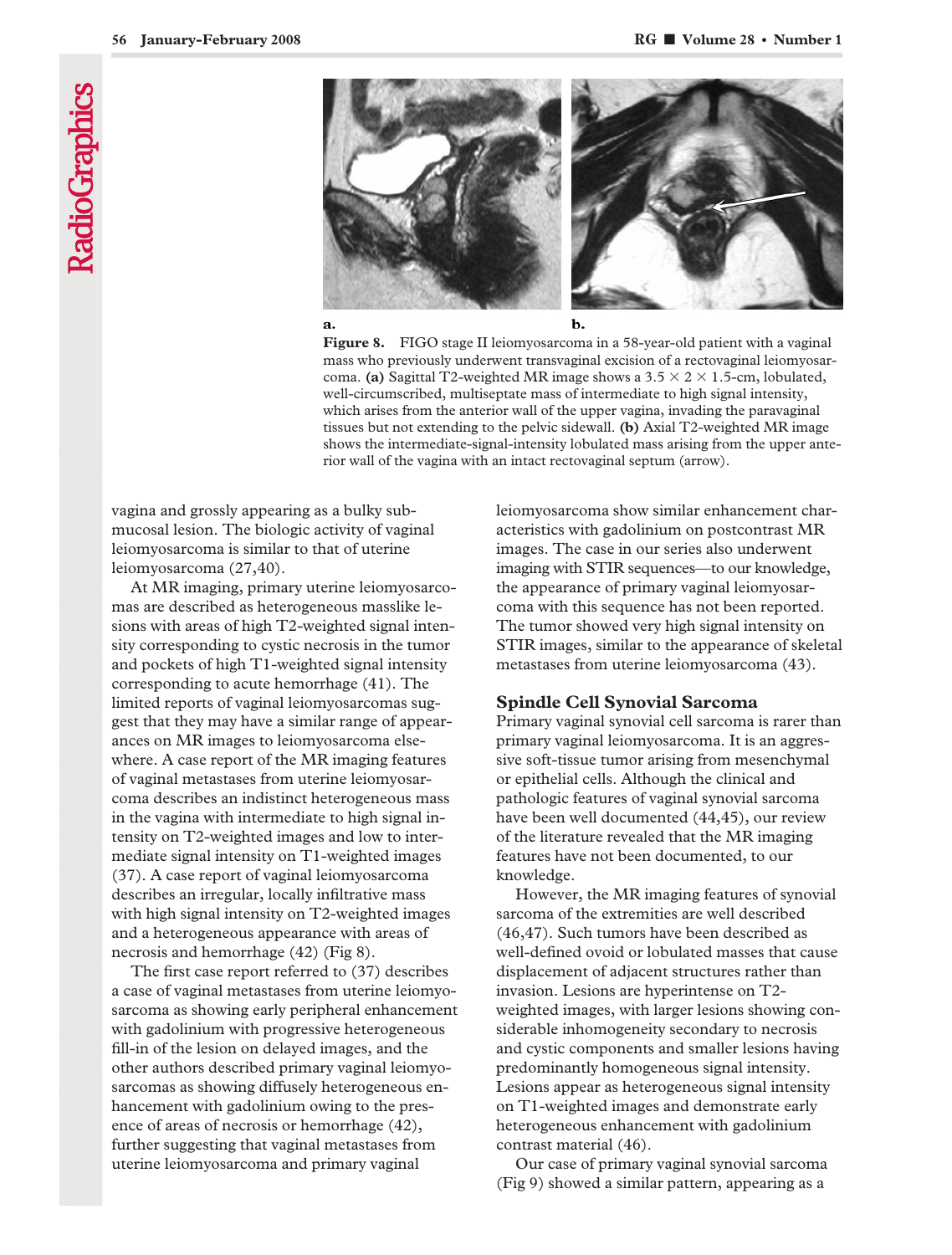**Figure 8.** FIGO stage II leiomyosarcoma in a 58-year-old patient with a vaginal mass who previously underwent transvaginal excision of a rectovaginal leiomyosarcoma. **(a)** Sagittal T2-weighted MR image shows a 3.5 × 2 × 1.5-cm, lobulated, well-circumscribed, multiseptate mass of intermediate to high signal intensity, which arises from the anterior wall of the upper vagina, invading the paravaginal tissues but not extending to the pelvic sidewall. **(b)** Axial T2-weighted MR image shows the intermediate-signal-intensity lobulated mass arising from the upper anterior wall of the vagina with an intact rectovaginal septum (arrow).

vagina and grossly appearing as a bulky submucosal lesion. The biologic activity of vaginal leiomyosarcoma is similar to that of uterine leiomyosarcoma (27,40).

At MR imaging, primary uterine leiomyosarcomas are described as heterogeneous masslike lesions with areas of high T2-weighted signal intensity corresponding to cystic necrosis in the tumor and pockets of high T1-weighted signal intensity corresponding to acute hemorrhage (41). The limited reports of vaginal leiomyosarcomas suggest that they may have a similar range of appearances on MR images to leiomyosarcoma elsewhere. A case report of the MR imaging features of vaginal metastases from uterine leiomyosarcoma describes an indistinct heterogeneous mass in the vagina with intermediate to high signal intensity on T2-weighted images and low to intermediate signal intensity on T1-weighted images (37). A case report of vaginal leiomyosarcoma describes an irregular, locally infiltrative mass with high signal intensity on T2-weighted images and a heterogeneous appearance with areas of necrosis and hemorrhage (42) (Fig 8).

The first case report referred to (37) describes a case of vaginal metastases from uterine leiomyosarcoma as showing early peripheral enhancement with gadolinium with progressive heterogeneous fill-in of the lesion on delayed images, and the other authors described primary vaginal leiomyosarcomas as showing diffusely heterogeneous enhancement with gadolinium owing to the presence of areas of necrosis or hemorrhage (42), further suggesting that vaginal metastases from uterine leiomyosarcoma and primary vaginal leiomyosarcoma show similar enhancement characteristics with gadolinium on postcontrast MR images. The case in our series also underwent imaging with STIR sequences—to our knowledge, the appearance of primary vaginal leiomyosarcoma with this sequence has not been reported. The tumor showed very high signal intensity on STIR images, similar to the appearance of skeletal metastases from uterine leiomyosarcoma (43).

### Spindle Cell Synovial Sarcoma

Primary vaginal synovial cell sarcoma is rarer than primary vaginal leiomyosarcoma. It is an aggressive soft-tissue tumor arising from mesenchymal or epithelial cells. Although the clinical and pathologic features of vaginal synovial sarcoma have been well documented (44,45), our review of the literature revealed that the MR imaging features have not been documented, to our knowledge.

However, the MR imaging features of synovial sarcoma of the extremities are well described (46,47). Such tumors have been described as well-defined ovoid or lobulated masses that cause displacement of adjacent structures rather than invasion. Lesions are hyperintense on T2-weighted images, with larger lesions showing considerable inhomogeneity secondary to necrosis and cystic components and smaller lesions having predominantly homogeneous signal intensity. Lesions appear as heterogeneous signal intensity on T1-weighted images and demonstrate early heterogeneous enhancement with gadolinium contrast material (46).

Our case of primary vaginal synovial sarcoma (Fig 9) showed a similar pattern, appearing as a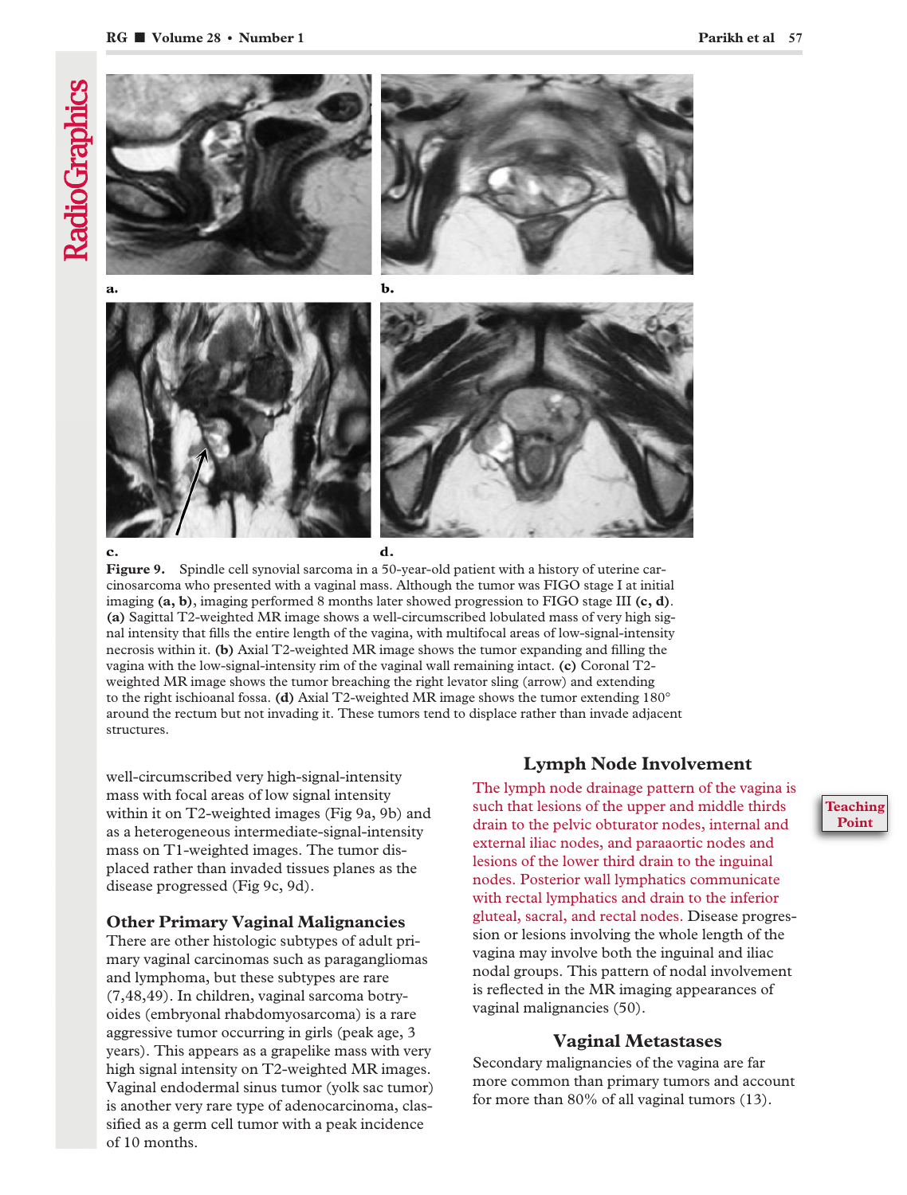**Figure 9.** Spindle cell synovial sarcoma in a 50-year-old patient with a history of uterine carcinosarcoma who presented with a vaginal mass. Although the tumor was FIGO stage I at initial imaging **(a, b)**, imaging performed 8 months later showed progression to FIGO stage III **(c, d)**. **(a)** Sagittal T2-weighted MR image shows a well-circumscribed lobulated mass of very high signal intensity that fills the entire length of the vagina, with multifocal areas of low-signal-intensity necrosis within it. **(b)** Axial T2-weighted MR image shows the tumor expanding and filling the vagina with the low-signal-intensity rim of the vaginal wall remaining intact. **(c)** Coronal T2-weighted MR image shows the tumor breaching the right levator sling (arrow) and extending to the right ischioanal fossa. **(d)** Axial T2-weighted MR image shows the tumor extending 180° around the rectum but not invading it. These tumors tend to displace rather than invade adjacent structures.

well-circumscribed very high-signal-intensity mass with focal areas of low signal intensity within it on T2-weighted images (Fig 9a, 9b) and as a heterogeneous intermediate-signal-intensity mass on T1-weighted images. The tumor displaced rather than invaded tissues planes as the disease progressed (Fig 9c, 9d).

### Other Primary Vaginal Malignancies

There are other histologic subtypes of adult primary vaginal carcinomas such as paragangliomas and lymphoma, but these subtypes are rare (7,48,49). In children, vaginal sarcoma botryoides (embryonal rhabdomyosarcoma) is a rare aggressive tumor occurring in girls (peak age, 3 years). This appears as a grapelike mass with very high signal intensity on T2-weighted MR images. Vaginal endodermal sinus tumor (yolk sac tumor) is another very rare type of adenocarcinoma, classified as a germ cell tumor with a peak incidence of 10 months.

## Lymph Node Involvement

The lymph node drainage pattern of the vagina is such that lesions of the upper and middle thirds drain to the pelvic obturator nodes, internal and external iliac nodes, and paraaortic nodes and lesions of the lower third drain to the inguinal nodes. Posterior wall lymphatics communicate with rectal lymphatics and drain to the inferior gluteal, sacral, and rectal nodes. Disease progression or lesions involving the whole length of the vagina may involve both the inguinal and iliac nodal groups. This pattern of nodal involvement is reflected in the MR imaging appearances of vaginal malignancies (50).

**Teaching Point**

## Vaginal Metastases

Secondary malignancies of the vagina are far more common than primary tumors and account for more than 80% of all vaginal tumors (13).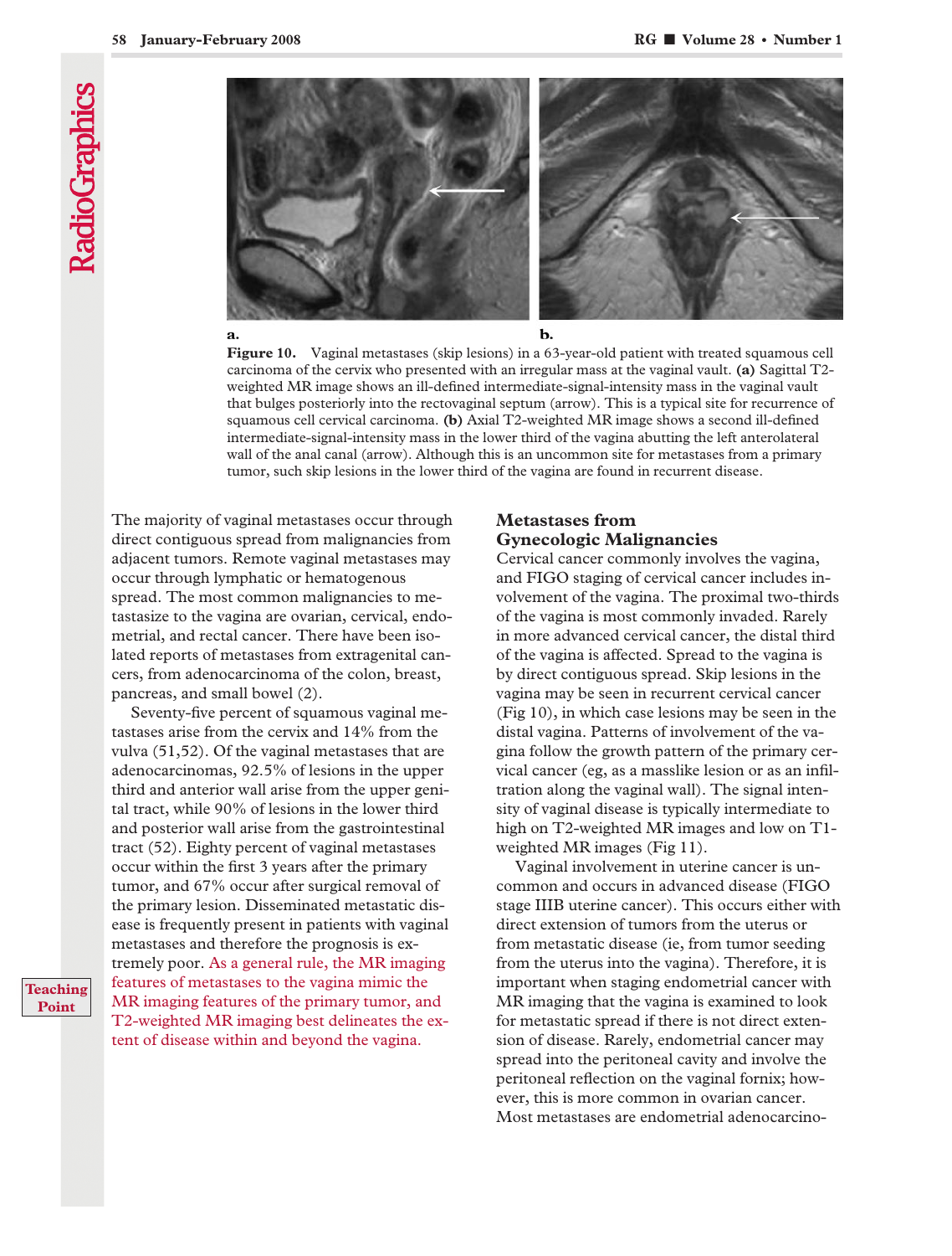a. b.

**Figure 10.** Vaginal metastases (skip lesions) in a 63-year-old patient with treated squamous cell carcinoma of the cervix who presented with an irregular mass at the vaginal vault. **(a)** Sagittal T2-weighted MR image shows an ill-defined intermediate-signal-intensity mass in the vaginal vault that bulges posteriorly into the rectovaginal septum (arrow). This is a typical site for recurrence of squamous cell cervical carcinoma. **(b)** Axial T2-weighted MR image shows a second ill-defined intermediate-signal-intensity mass in the lower third of the vagina abutting the left anterolateral wall of the anal canal (arrow). Although this is an uncommon site for metastases from a primary tumor, such skip lesions in the lower third of the vagina are found in recurrent disease.

The majority of vaginal metastases occur through direct contiguous spread from malignancies from adjacent tumors. Remote vaginal metastases may occur through lymphatic or hematogenous spread. The most common malignancies to metastasize to the vagina are ovarian, cervical, endometrial, and rectal cancer. There have been isolated reports of metastases from extragenital cancers, from adenocarcinoma of the colon, breast, pancreas, and small bowel (2).

Seventy-five percent of squamous vaginal metastases arise from the cervix and 14% from the vulva (51,52). Of the vaginal metastases that are adenocarcinomas, 92.5% of lesions in the upper third and anterior wall arise from the upper genital tract, while 90% of lesions in the lower third and posterior wall arise from the gastrointestinal tract (52). Eighty percent of vaginal metastases occur within the first 3 years after the primary tumor, and 67% occur after surgical removal of the primary lesion. Disseminated metastatic disease is frequently present in patients with vaginal metastases and therefore the prognosis is extremely poor. As a general rule, the MR imaging features of metastases to the vagina mimic the MR imaging features of the primary tumor, and T2-weighted MR imaging best delineates the extent of disease within and beyond the vagina.

**Teaching Point**

## Metastases from Gynecologic Malignancies

Cervical cancer commonly involves the vagina, and FIGO staging of cervical cancer includes involvement of the vagina. The proximal two-thirds of the vagina is most commonly invaded. Rarely in more advanced cervical cancer, the distal third of the vagina is affected. Spread to the vagina is by direct contiguous spread. Skip lesions in the vagina may be seen in recurrent cervical cancer (Fig 10), in which case lesions may be seen in the distal vagina. Patterns of involvement of the vagina follow the growth pattern of the primary cervical cancer (eg, as a masslike lesion or as an infiltration along the vaginal wall). The signal intensity of vaginal disease is typically intermediate to high on T2-weighted MR images and low on T1-weighted MR images (Fig 11).

Vaginal involvement in uterine cancer is uncommon and occurs in advanced disease (FIGO stage IIIB uterine cancer). This occurs either with direct extension of tumors from the uterus or from metastatic disease (ie, from tumor seeding from the uterus into the vagina). Therefore, it is important when staging endometrial cancer with MR imaging that the vagina is examined to look for metastatic spread if there is not direct extension of disease. Rarely, endometrial cancer may spread into the peritoneal cavity and involve the peritoneal reflection on the vaginal fornix; however, this is more common in ovarian cancer. Most metastases are endometrial adenocarcino-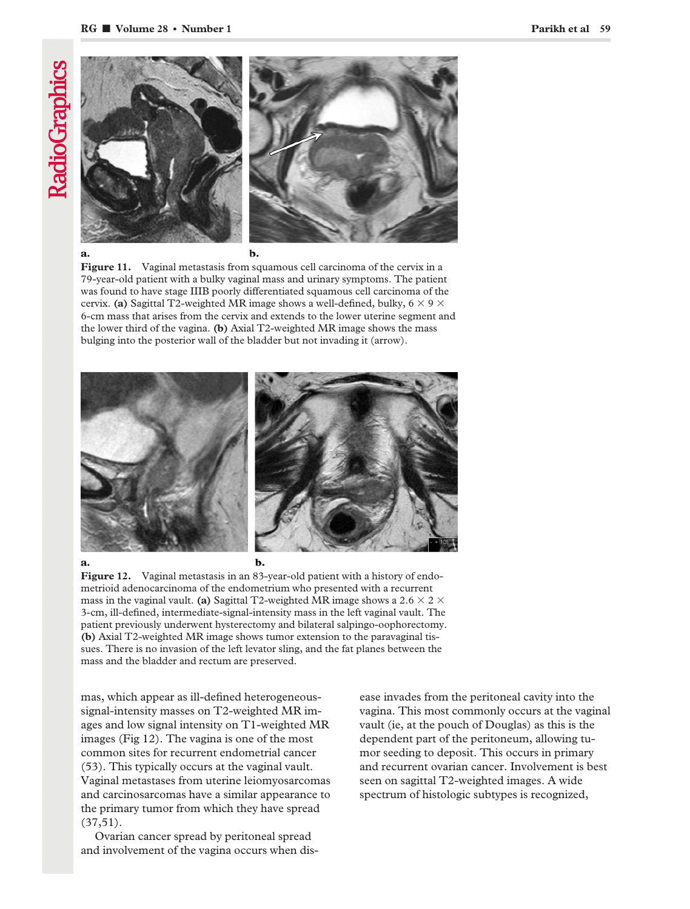a. b.

**Figure 11.** Vaginal metastasis from squamous cell carcinoma of the cervix in a 79-year-old patient with a bulky vaginal mass and urinary symptoms. The patient was found to have stage IIIB poorly differentiated squamous cell carcinoma of the cervix. **(a)** Sagittal T2-weighted MR image shows a well-defined, bulky, 6 × 9 × 6-cm mass that arises from the cervix and extends to the lower uterine segment and the lower third of the vagina. **(b)** Axial T2-weighted MR image shows the mass bulging into the posterior wall of the bladder but not invading it (arrow).

a. b.

**Figure 12.** Vaginal metastasis in an 83-year-old patient with a history of endometrioid adenocarcinoma of the endometrium who presented with a recurrent mass in the vaginal vault. **(a)** Sagittal T2-weighted MR image shows a 2.6 × 2 × 3-cm, ill-defined, intermediate-signal-intensity mass in the left vaginal vault. The patient previously underwent hysterectomy and bilateral salpingo-oophorectomy. **(b)** Axial T2-weighted MR image shows tumor extension to the paravaginal tissues. There is no invasion of the left levator sling, and the fat planes between the mass and the bladder and rectum are preserved.

mas, which appear as ill-defined heterogeneous-signal-intensity masses on T2-weighted MR images and low signal intensity on T1-weighted MR images (Fig 12). The vagina is one of the most common sites for recurrent endometrial cancer (53). This typically occurs at the vaginal vault. Vaginal metastases from uterine leiomyosarcomas and carcinosarcomas have a similar appearance to the primary tumor from which they have spread (37,51).

Ovarian cancer spread by peritoneal spread and involvement of the vagina occurs when disease invades from the peritoneal cavity into the vagina. This most commonly occurs at the vaginal vault (ie, at the pouch of Douglas) as this is the dependent part of the peritoneum, allowing tumor seeding to deposit. This occurs in primary and recurrent ovarian cancer. Involvement is best seen on sagittal T2-weighted images. A wide spectrum of histologic subtypes is recognized,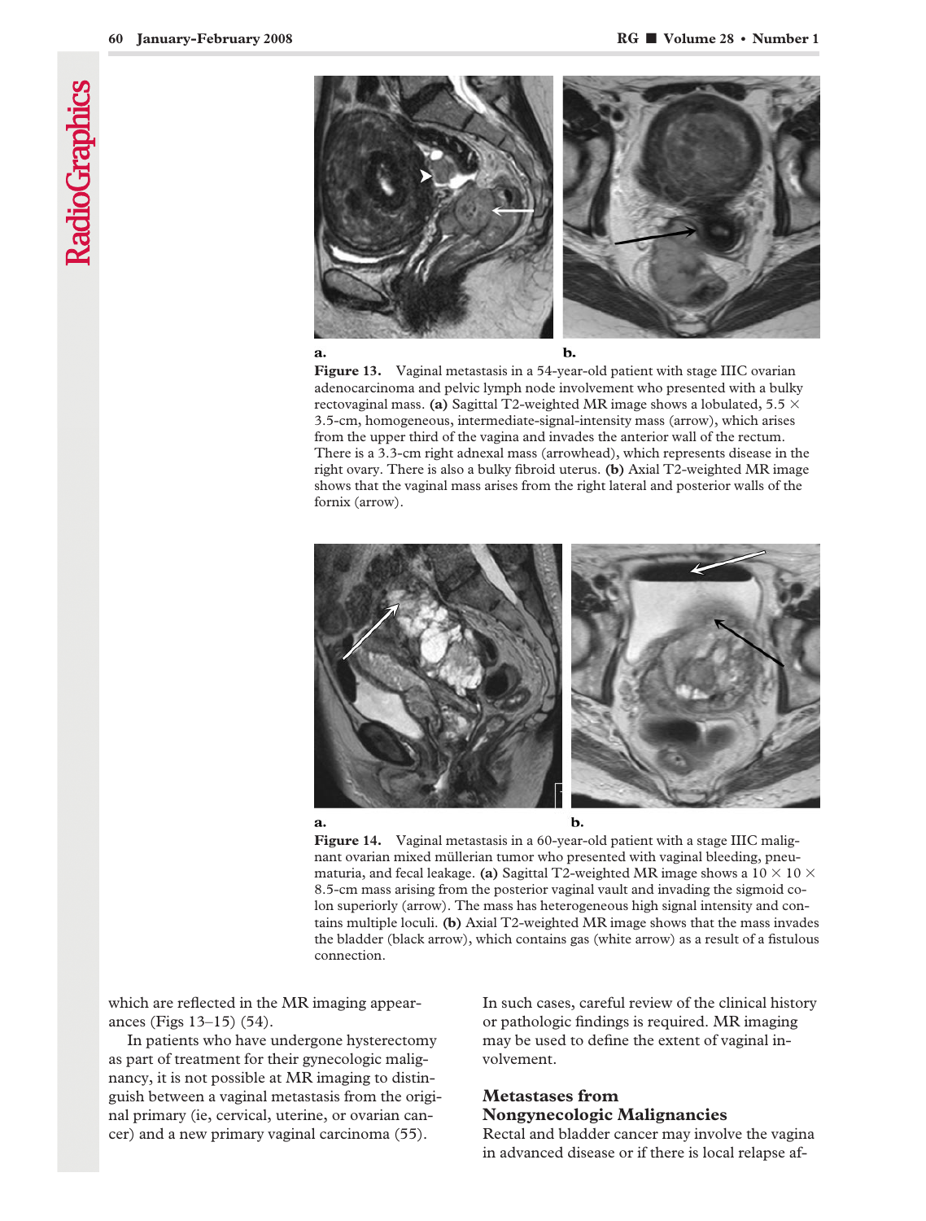**Figure 13.** Vaginal metastasis in a 54-year-old patient with stage IIIC ovarian adenocarcinoma and pelvic lymph node involvement who presented with a bulky rectovaginal mass. **(a)** Sagittal T2-weighted MR image shows a lobulated, 5.5 × 3.5-cm, homogeneous, intermediate-signal-intensity mass (arrow), which arises from the upper third of the vagina and invades the anterior wall of the rectum. There is a 3.3-cm right adnexal mass (arrowhead), which represents disease in the right ovary. There is also a bulky fibroid uterus. **(b)** Axial T2-weighted MR image shows that the vaginal mass arises from the right lateral and posterior walls of the fornix (arrow).

**Figure 14.** Vaginal metastasis in a 60-year-old patient with a stage IIIC malignant ovarian mixed müllerian tumor who presented with vaginal bleeding, pneumaturia, and fecal leakage. **(a)** Sagittal T2-weighted MR image shows a 10 × 10 × 8.5-cm mass arising from the posterior vaginal vault and invading the sigmoid colon superiorly (arrow). The mass has heterogeneous high signal intensity and contains multiple loculi. **(b)** Axial T2-weighted MR image shows that the mass invades the bladder (black arrow), which contains gas (white arrow) as a result of a fistulous connection.

which are reflected in the MR imaging appearances (Figs 13–15) (54).

In patients who have undergone hysterectomy as part of treatment for their gynecologic malignancy, it is not possible at MR imaging to distinguish between a vaginal metastasis from the original primary (ie, cervical, uterine, or ovarian cancer) and a new primary vaginal carcinoma (55). In such cases, careful review of the clinical history or pathologic findings is required. MR imaging may be used to define the extent of vaginal involvement.

## Metastases from Nongynecologic Malignancies

Rectal and bladder cancer may involve the vagina in advanced disease or if there is local relapse af-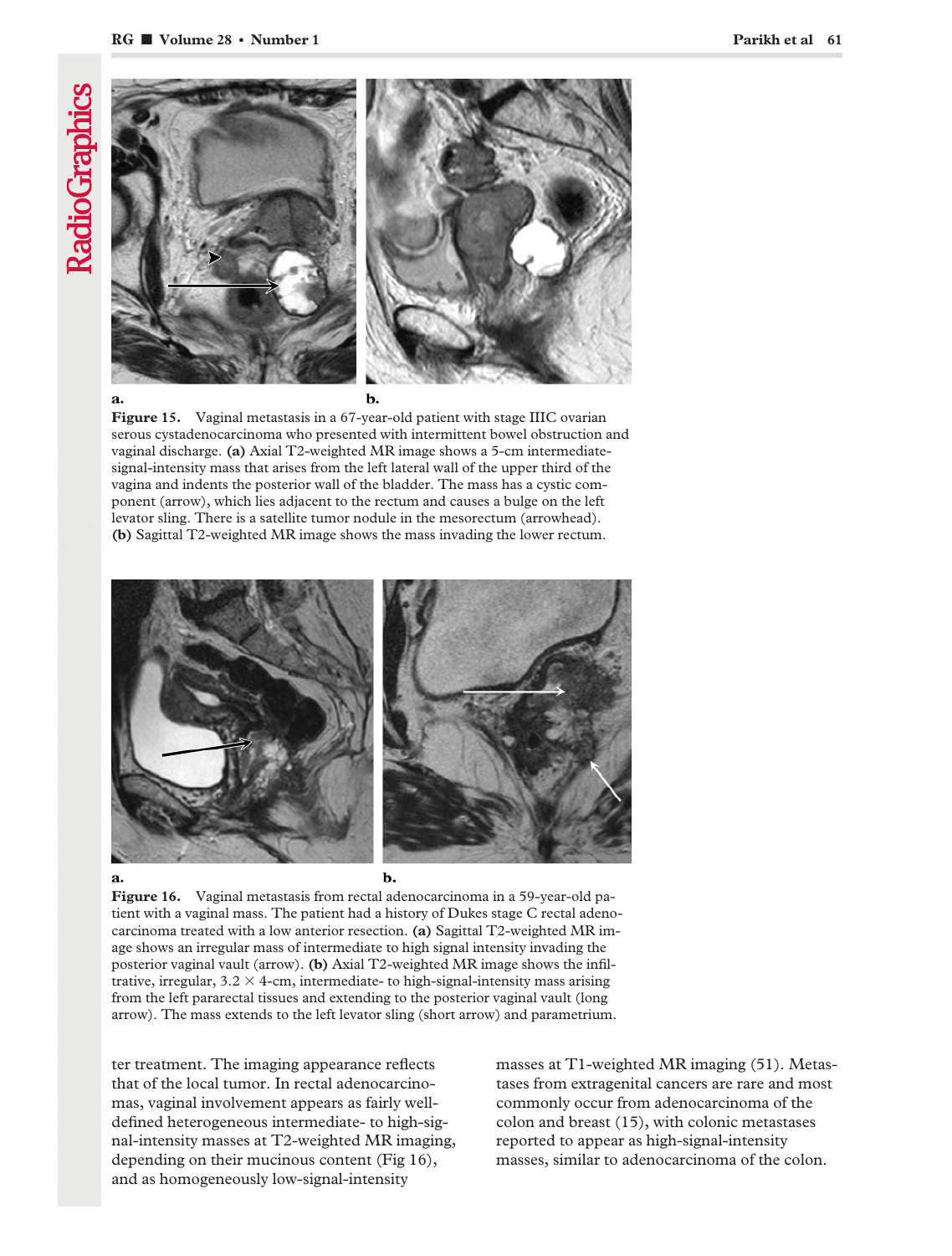a. b.

**Figure 15.** Vaginal metastasis in a 67-year-old patient with stage IIIC ovarian serous cystadenocarcinoma who presented with intermittent bowel obstruction and vaginal discharge. **(a)** Axial T2-weighted MR image shows a 5-cm intermediate-signal-intensity mass that arises from the left lateral wall of the upper third of the vagina and indents the posterior wall of the bladder. The mass has a cystic component (arrow), which lies adjacent to and causes a bulge on the left levator sling. There is a satellite tumor nodule in the mesorectum (arrowhead). **(b)** Sagittal T2-weighted MR image shows the mass invading the lower rectum.

a. b.

**Figure 16.** Vaginal metastasis from rectal adenocarcinoma in a 59-year-old patient with a vaginal mass. The patient had a history of Dukes stage C rectal adenocarcinoma treated with a low anterior resection. **(a)** Sagittal T2-weighted MR image shows an irregular mass of intermediate to high signal intensity invading the posterior vaginal vault (arrow). **(b)** Axial T2-weighted MR image shows the infiltrative, irregular, 3.2 × 4-cm, intermediate- to high-signal-intensity mass arising from the left pararectal tissues and extending to the posterior vaginal vault (long arrow). The mass extends to the left levator sling (short arrow) and parametrium.

ter treatment. The imaging appearance reflects that of the local tumor. In rectal adenocarcinomas, vaginal involvement appears as fairly well-defined heterogeneous intermediate- to high-signal-intensity masses at T2-weighted MR imaging, depending on their mucinous content (Fig 16), and as homogeneously low-signal-intensity masses at T1-weighted MR imaging (51). Metastases from extragenital cancers are rare and most commonly occur from adenocarcinoma of the colon and breast (15), with colonic metastases reported to appear as high-signal-intensity masses, similar to adenocarcinoma of the colon.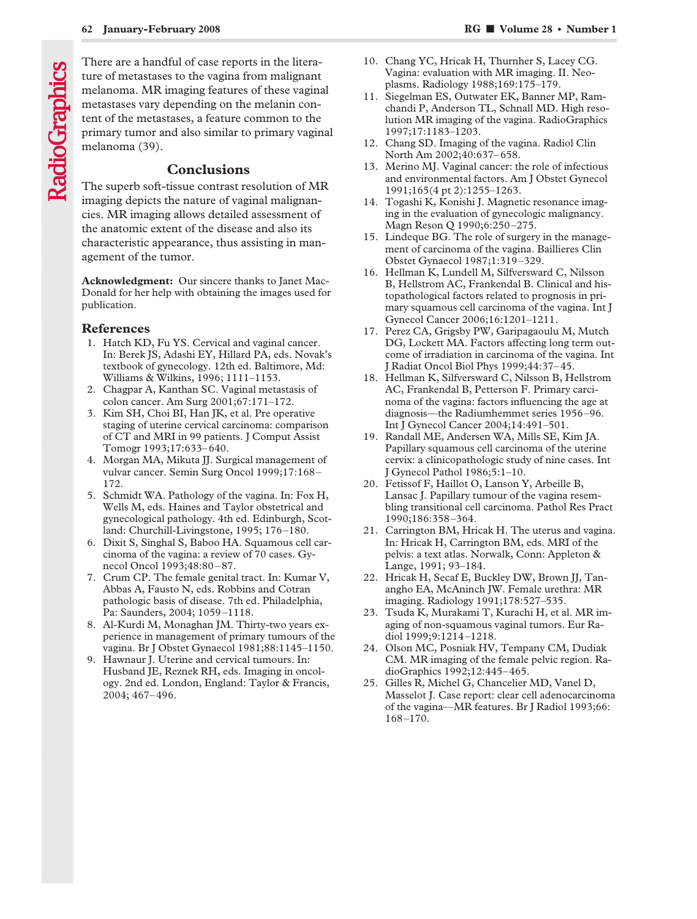There are a handful of case reports in the literature of metastases to the vagina from malignant melanoma. MR imaging features of these vaginal metastases vary depending on the melanin content of the metastases, a feature common to the primary tumor and also similar to primary vaginal melanoma (39).

## Conclusions

The superb soft-tissue contrast resolution of MR imaging depicts the nature of vaginal malignancies. MR imaging allows detailed assessment of the anatomic extent of the disease and also its characteristic appearance, thus assisting in management of the tumor.

**Acknowledgment:** Our sincere thanks to Janet MacDonald for her help with obtaining the images used for publication.

## References

1. Hatch KD, Fu YS. Cervical and vaginal cancer. In: Berek JS, Adashi EY, Hillard PA, eds. Novak's textbook of gynecology. 12th ed. Baltimore, Md: Williams & Wilkins, 1996; 1111–1153.
2. Chagpar A, Kanthan SC. Vaginal metastasis of colon cancer. Am Surg 2001;67:171–172.
3. Kim SH, Choi BI, Han JK, et al. Pre operative staging of uterine cervical carcinoma: comparison of CT and MRI in 99 patients. J Comput Assist Tomogr 1993;17:633–640.
4. Morgan MA, Mikuta JJ. Surgical management of vulvar cancer. Semin Surg Oncol 1999;17:168–172.
5. Schmidt WA. Pathology of the vagina. In: Fox H, Wells M, eds. Haines and Taylor obstetrical and gynecological pathology. 4th ed. Edinburgh, Scotland: Churchill-Livingstone, 1995; 176–180.
6. Dixit S, Singhal S, Baboo HA. Squamous cell carcinoma of the vagina: a review of 70 cases. Gynecol Oncol 1993;48:80–87.
7. Crum CP. The female genital tract. In: Kumar V, Abbas A, Fausto N, eds. Robbins and Cotran pathologic basis of disease. 7th ed. Philadelphia, Pa: Saunders, 2004; 1059–1118.
8. Al-Kurdi M, Monaghan JM. Thirty-two years experience in management of primary tumours of the vagina. Br J Obstet Gynaecol 1981;88:1145–1150.
9. Hawnaur J. Uterine and cervical tumours. In: Husband JE, Reznek RH, eds. Imaging in oncology. 2nd ed. London, England: Taylor & Francis, 2004; 467–496.
10. Chang YC, Hricak H, Thurnher S, Lacey CG. Vagina: evaluation with MR imaging. II. Neoplasms. Radiology 1988;169:175–179.
11. Siegelman ES, Outwater EK, Banner MP, Ramchandi P, Anderson TL, Schnall MD. High resolution MR imaging of the vagina. RadioGraphics 1997;17:1183–1203.
12. Chang SD. Imaging of the vagina. Radiol Clin North Am 2002;40:637–658.
13. Merino MJ. Vaginal cancer: the role of infectious and environmental factors. Am J Obstet Gynecol 1991;165(4 pt 2):1255–1263.
14. Togashi K, Konishi J. Magnetic resonance imaging in the evaluation of gynecologic malignancy. Magn Reson Q 1990;6:250–275.
15. Lindeque BG. The role of surgery in the management of carcinoma of the vagina. Baillieres Clin Obstet Gynaecol 1987;1:319–329.
16. Hellman K, Lundell M, Silfversward C, Nilsson B, Hellstrom AC, Frankendal B. Clinical and histopathological factors related to prognosis in primary squamous cell carcinoma of the vagina. Int J Gynecol Cancer 2006;16:1201–1211.
17. Perez CA, Grigsby PW, Garipagaoulu M, Mutch DG, Lockett MA. Factors affecting long term outcome of irradiation in carcinoma of the vagina. Int J Radiat Oncol Biol Phys 1999;44:37–45.
18. Hellman K, Silfversward C, Nilsson B, Hellstrom AC, Frankendal B, Petterson F. Primary carcinoma of the vagina: factors influencing the age at diagnosis—the Radiumhemmet series 1956–96. Int J Gynecol Cancer 2004;14:491–501.
19. Randall ME, Andersen WA, Mills SE, Kim JA. Papillary squamous cell carcinoma of the uterine cervix: a clinicopathologic study of nine cases. Int J Gynecol Pathol 1986;5:1–10.
20. Fetissof F, Haillot O, Lanson Y, Arbeille B, Lansac J. Papillary tumour of the vagina resembling transitional cell carcinoma. Pathol Res Pract 1990;186:358–364.
21. Carrington BM, Hricak H. The uterus and vagina. In: Hricak H, Carrington BM, eds. MRI of the pelvis: a text atlas. Norwalk, Conn: Appleton & Lange, 1991; 93–184.
22. Hricak H, Secaf E, Buckley DW, Brown JJ, Tanangho EA, McAninch JW. Female urethra: MR imaging. Radiology 1991;178:527–535.
23. Tsuda K, Murakami T, Kurachi H, et al. MR imaging of non-squamous vaginal tumors. Eur Radiol 1999;9:1214–1218.
24. Olson MC, Posniak HV, Tempany CM, Dudiak CM. MR imaging of the female pelvic region. RadioGraphics 1992;12:445–465.
25. Gilles R, Michel G, Chancelier MD, Vanel D, Masselot J. Case report: clear cell adenocarcinoma of the vagina—MR features. Br J Radiol 1993;66:168–170.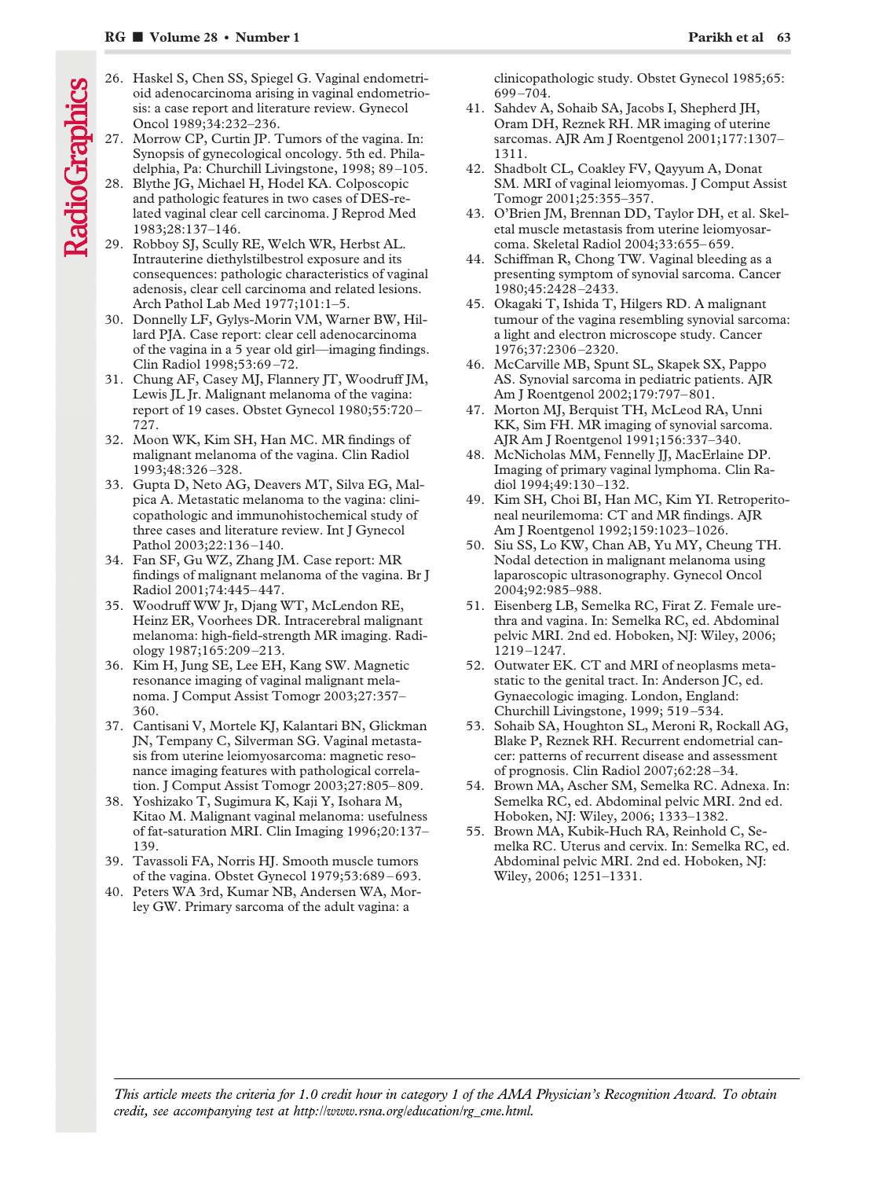26. Haskel S, Chen SS, Spiegel G. Vaginal endometrioid adenocarcinoma arising in vaginal endometriosis: a case report and literature review. Gynecol Oncol 1989;34:232–236.
27. Morrow CP, Curtin JP. Tumors of the vagina. In: Synopsis of gynecological oncology. 5th ed. Philadelphia, Pa: Churchill Livingstone, 1998; 89–105.
28. Blythe JG, Michael H, Hodel KA. Colposcopic and pathologic features in two cases of DES-related vaginal clear cell carcinoma. J Reprod Med 1983;28:137–146.
29. Robboy SJ, Scully RE, Welch WR, Herbst AL. Intrauterine diethylstilbestrol exposure and its consequences: pathologic characteristics of vaginal adenosis, clear cell carcinoma and related lesions. Arch Pathol Lab Med 1977;101:1–5.
30. Donnelly LF, Gylys-Morin VM, Warner BW, Hillard PJA. Case report: clear cell adenocarcinoma of the vagina in a 5 year old girl—imaging findings. Clin Radiol 1998;53:69–72.
31. Chung AF, Casey MJ, Flannery JT, Woodruff JM, Lewis JL Jr. Malignant melanoma of the vagina: report of 19 cases. Obstet Gynecol 1980;55:720–727.
32. Moon WK, Kim SH, Han MC. MR findings of malignant melanoma of the vagina. Clin Radiol 1993;48:326–328.
33. Gupta D, Neto AG, Deavers MT, Silva EG, Malpica A. Metastatic melanoma to the vagina: clinicopathologic and immunohistochemical study of three cases and literature review. Int J Gynecol Pathol 2003;22:136–140.
34. Fan SF, Gu WZ, Zhang JM. Case report: MR findings of malignant melanoma of the vagina. Br J Radiol 2001;74:445–447.
35. Woodruff WW Jr, Djang WT, McLendon RE, Heinz ER, Voorhees DR. Intracerebral malignant melanoma: high-field-strength MR imaging. Radiology 1987;165:209–213.
36. Kim H, Jung SE, Lee EH, Kang SW. Magnetic resonance imaging of vaginal malignant melanoma. J Comput Assist Tomogr 2003;27:357–360.
37. Cantisani V, Mortele KJ, Kalantari BN, Glickman JN, Tempany C, Silverman SG. Vaginal metastasis from uterine leiomyosarcoma: magnetic resonance imaging features with pathological correlation. J Comput Assist Tomogr 2003;27:805–809.
38. Yoshizako T, Sugimura K, Kaji Y, Isohara M, Kitao M. Malignant vaginal melanoma: usefulness of fat-saturation MRI. Clin Imaging 1996;20:137–139.
39. Tavassoli FA, Norris HJ. Smooth muscle tumors of the vagina. Obstet Gynecol 1979;53:689–693.
40. Peters WA 3rd, Kumar NB, Andersen WA, Morley GW. Primary sarcoma of the adult vagina: a clinicopathologic study. Obstet Gynecol 1985;65:699–704.
41. Sahdev A, Sohaib SA, Jacobs I, Shepherd JH, Oram DH, Reznek RH. MR imaging of uterine sarcomas. AJR Am J Roentgenol 2001;177:1307–1311.
42. Shadbolt CL, Coakley FV, Qayyum A, Donat SM. MRI of vaginal leiomyomas. J Comput Assist Tomogr 2001;25:355–357.
43. O'Brien JM, Brennan DD, Taylor DH, et al. Skeletal muscle metastasis from uterine leiomyosarcoma. Skeletal Radiol 2004;33:655–659.
44. Schiffman R, Chong TW. Vaginal bleeding as a presenting symptom of synovial sarcoma. Cancer 1980;45:2428–2433.
45. Okagaki T, Ishida T, Hilgers RD. A malignant tumour of the vagina resembling synovial sarcoma: a light and electron microscope study. Cancer 1976;37:2306–2320.
46. McCarville MB, Spunt SL, Skapek SX, Pappo AS. Synovial sarcoma in pediatric patients. AJR Am J Roentgenol 2002;179:797–801.
47. Morton MJ, Berquist TH, McLeod RA, Unni KK, Sim FH. MR imaging of synovial sarcoma. AJR Am J Roentgenol 1991;156:337–340.
48. McNicholas MM, Fennelly JJ, MacErlaine DP. Imaging of primary vaginal lymphoma. Clin Radiol 1994;49:130–132.
49. Kim SH, Choi BI, Han MC, Kim YI. Retroperitoneal neurilemoma: CT and MR findings. AJR Am J Roentgenol 1992;159:1023–1026.
50. Siu SS, Lo KW, Chan AB, Yu MY, Cheung TH. Nodal detection in malignant melanoma using laparoscopic ultrasonography. Gynecol Oncol 2004;92:985–988.
51. Eisenberg LB, Semelka RC, Firat Z. Female urethra and vagina. In: Semelka RC, ed. Abdominal pelvic MRI. 2nd ed. Hoboken, NJ: Wiley, 2006; 1219–1247.
52. Outwater EK. CT and MRI of neoplasms metastatic to the genital tract. In: Anderson JC, ed. Gynaecologic imaging. London, England: Churchill Livingstone, 1999; 519–534.
53. Sohaib SA, Houghton SL, Meroni R, Rockall AG, Blake P, Reznek RH. Recurrent endometrial cancer: patterns of recurrent disease and assessment of prognosis. Clin Radiol 2007;62:28–34.
54. Brown MA, Ascher SM, Semelka RC. Adnexa. In: Semelka RC, ed. Abdominal pelvic MRI. 2nd ed. Hoboken, NJ: Wiley, 2006; 1333–1382.
55. Brown MA, Kubik-Huch RA, Reinhold C, Semelka RC. Uterus and cervix. In: Semelka RC, ed. Abdominal pelvic MRI. 2nd ed. Hoboken, NJ: Wiley, 2006; 1251–1331.

*This article meets the criteria for 1.0 credit hour in category 1 of the AMA Physician's Recognition Award. To obtain credit, see accompanying test at http://www.rsna.org/education/rg_cme.html.*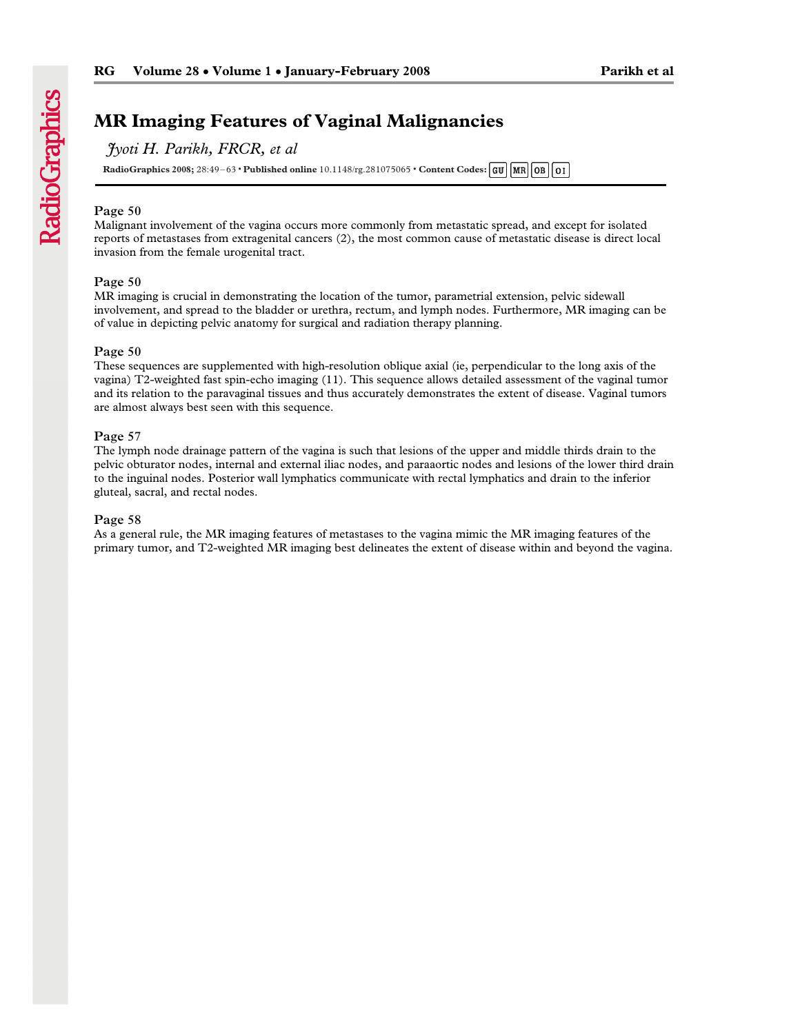# MR Imaging Features of Vaginal Malignancies

*Jyoti H. Parikh, FRCR, et al*

**RadioGraphics 2008;** 28:49–63 • **Published online** 10.1148/rg.281075065 • **Content Codes:** GU MR OB OI

### Page 50

Malignant involvement of the vagina occurs more commonly from metastatic spread, and except for isolated reports of metastases from extragenital cancers (2), the most common cause of metastatic disease is direct local invasion from the female urogenital tract.

### Page 50

MR imaging is crucial in demonstrating the location of the tumor, parametrial extension, pelvic sidewall involvement, and spread to the bladder or urethra, rectum, and lymph nodes. Furthermore, MR imaging can be of value in depicting pelvic anatomy for surgical and radiation therapy planning.

### Page 50

These sequences are supplemented with high-resolution oblique axial (ie, perpendicular to the long axis of the vagina) T2-weighted fast spin-echo imaging (11). This sequence allows detailed assessment of the vaginal tumor and its relation to the paravaginal tissues and thus accurately demonstrates the extent of disease. Vaginal tumors are almost always best seen with this sequence.

### Page 57

The lymph node drainage pattern of the vagina is such that lesions of the upper and middle thirds drain to the pelvic obturator nodes, internal and external iliac nodes, and paraaortic nodes and lesions of the lower third drain to the inguinal nodes. Posterior wall lymphatics communicate with rectal lymphatics and drain to the inferior gluteal, sacral, and rectal nodes.

### Page 58

As a general rule, the MR imaging features of metastases to the vagina mimic the MR imaging features of the primary tumor, and T2-weighted MR imaging best delineates the extent of disease within and beyond the vagina.